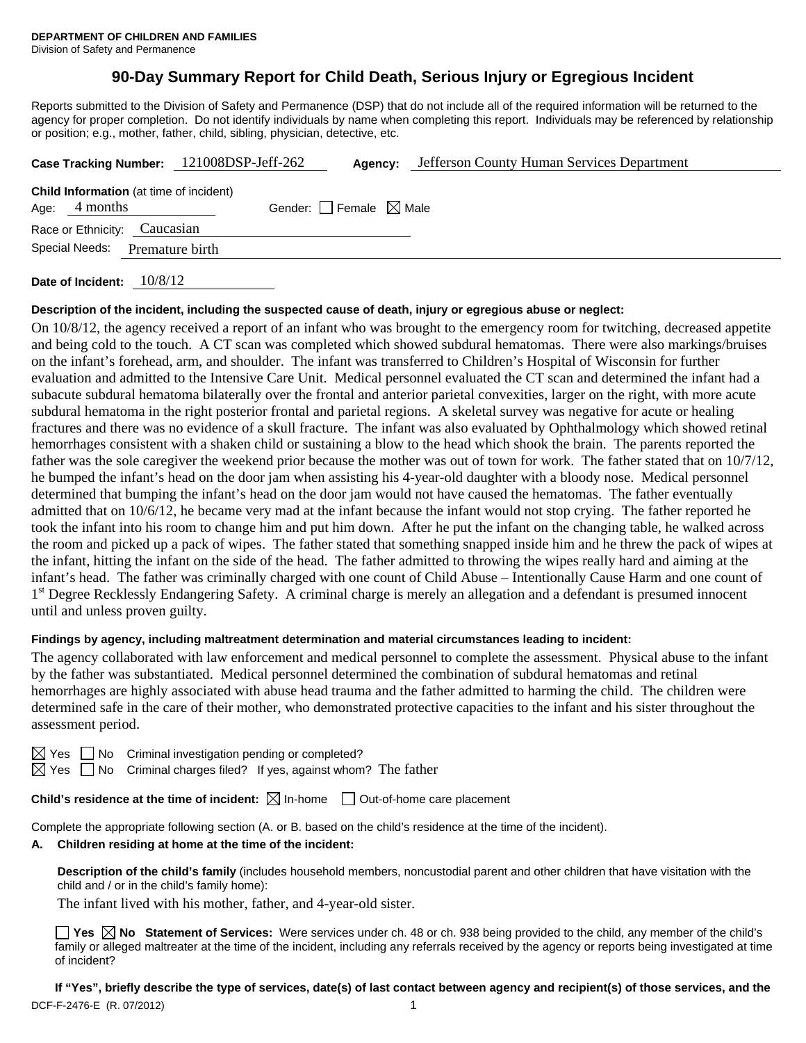**DEPARTMENT OF CHILDREN AND FAMILIES**
Division of Safety and Permanence

# 90-Day Summary Report for Child Death, Serious Injury or Egregious Incident

Reports submitted to the Division of Safety and Permanence (DSP) that do not include all of the required information will be returned to the agency for proper completion. Do not identify individuals by name when completing this report. Individuals may be referenced by relationship or position; e.g., mother, father, child, sibling, physician, detective, etc.

**Case Tracking Number:** 121008DSP-Jeff-262 **Agency:** Jefferson County Human Services Department

**Child Information** (at time of incident)
Age: 4 months Gender: ☐ Female ☒ Male
Race or Ethnicity: Caucasian
Special Needs: Premature birth

**Date of Incident:** 10/8/12

**Description of the incident, including the suspected cause of death, injury or egregious abuse or neglect:**

On 10/8/12, the agency received a report of an infant who was brought to the emergency room for twitching, decreased appetite and being cold to the touch. A CT scan was completed which showed subdural hematomas. There were also markings/bruises on the infant's forehead, arm, and shoulder. The infant was transferred to Children's Hospital of Wisconsin for further evaluation and admitted to the Intensive Care Unit. Medical personnel evaluated the CT scan and determined the infant had a subacute subdural hematoma bilaterally over the frontal and anterior parietal convexities, larger on the right, with more acute subdural hematoma in the right posterior frontal and parietal regions. A skeletal survey was negative for acute or healing fractures and there was no evidence of a skull fracture. The infant was also evaluated by Ophthalmology which showed retinal hemorrhages consistent with a shaken child or sustaining a blow to the head which shook the brain. The parents reported the father was the sole caregiver the weekend prior because the mother was out of town for work. The father stated that on 10/7/12, he bumped the infant's head on the door jam when assisting his 4-year-old daughter with a bloody nose. Medical personnel determined that bumping the infant's head on the door jam would not have caused the hematomas. The father eventually admitted that on 10/6/12, he became very mad at the infant because the infant would not stop crying. The father reported he took the infant into his room to change him and put him down. After he put the infant on the changing table, he walked across the room and picked up a pack of wipes. The father stated that something snapped inside him and he threw the pack of wipes at the infant, hitting the infant on the side of the head. The father admitted to throwing the wipes really hard and aiming at the infant's head. The father was criminally charged with one count of Child Abuse – Intentionally Cause Harm and one count of 1st Degree Recklessly Endangering Safety. A criminal charge is merely an allegation and a defendant is presumed innocent until and unless proven guilty.

**Findings by agency, including maltreatment determination and material circumstances leading to incident:**

The agency collaborated with law enforcement and medical personnel to complete the assessment. Physical abuse to the infant by the father was substantiated. Medical personnel determined the combination of subdural hematomas and retinal hemorrhages are highly associated with abuse head trauma and the father admitted to harming the child. The children were determined safe in the care of their mother, who demonstrated protective capacities to the infant and his sister throughout the assessment period.

☒ Yes ☐ No Criminal investigation pending or completed?
☒ Yes ☐ No Criminal charges filed? If yes, against whom? The father

**Child's residence at the time of incident:** ☒ In-home ☐ Out-of-home care placement

Complete the appropriate following section (A. or B. based on the child's residence at the time of the incident).

**A. Children residing at home at the time of the incident:**

**Description of the child's family** (includes household members, noncustodial parent and other children that have visitation with the child and / or in the child's family home):

The infant lived with his mother, father, and 4-year-old sister.

☐ **Yes** ☒ **No Statement of Services:** Were services under ch. 48 or ch. 938 being provided to the child, any member of the child's family or alleged maltreater at the time of the incident, including any referrals received by the agency or reports being investigated at time of incident?

**If "Yes", briefly describe the type of services, date(s) of last contact between agency and recipient(s) of those services, and the**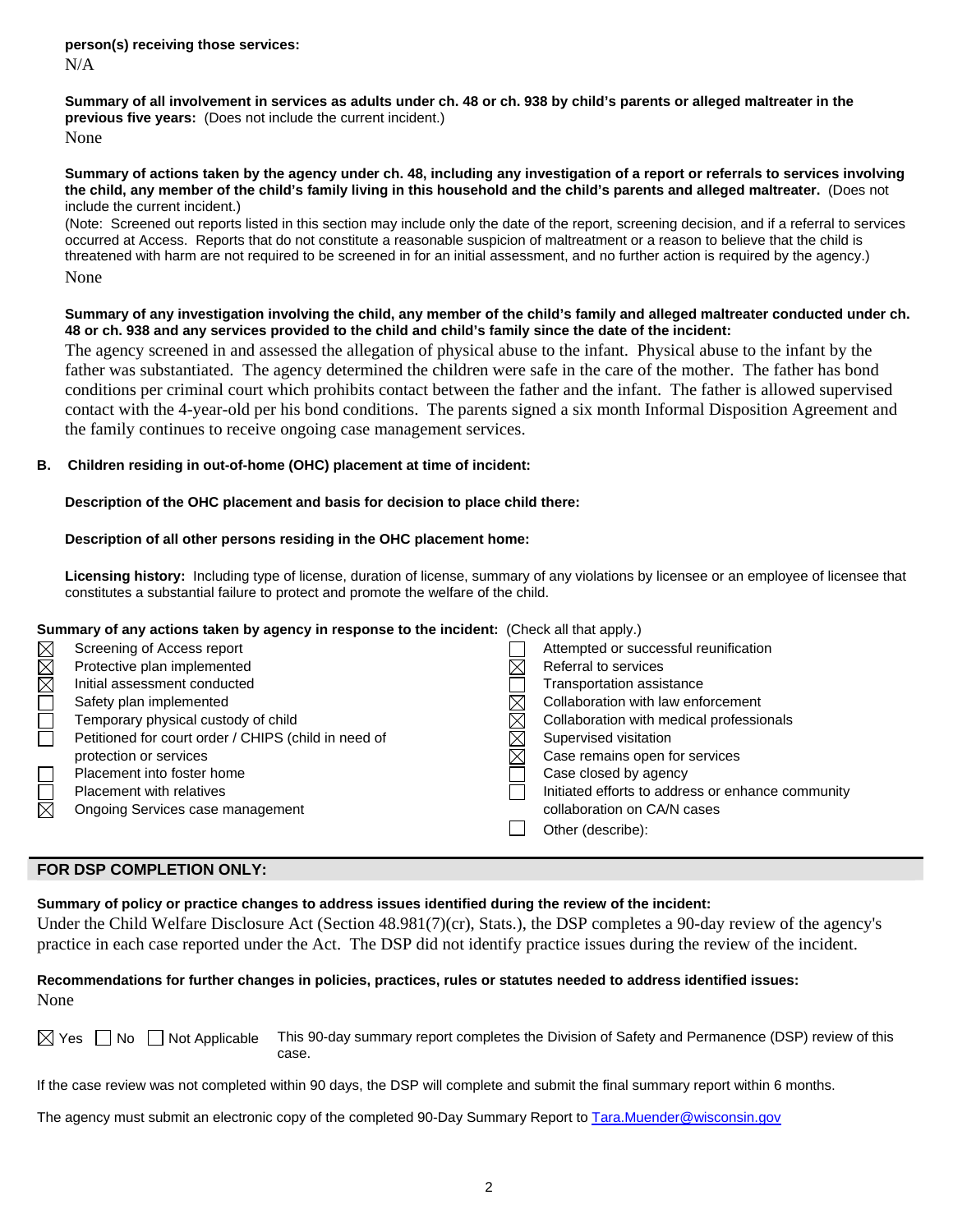**person(s) receiving those services:**
N/A

**Summary of all involvement in services as adults under ch. 48 or ch. 938 by child's parents or alleged maltreater in the previous five years:** (Does not include the current incident.)
None

**Summary of actions taken by the agency under ch. 48, including any investigation of a report or referrals to services involving the child, any member of the child's family living in this household and the child's parents and alleged maltreater.** (Does not include the current incident.)
(Note: Screened out reports listed in this section may include only the date of the report, screening decision, and if a referral to services occurred at Access. Reports that do not constitute a reasonable suspicion of maltreatment or a reason to believe that the child is threatened with harm are not required to be screened in for an initial assessment, and no further action is required by the agency.)
None

**Summary of any investigation involving the child, any member of the child's family and alleged maltreater conducted under ch. 48 or ch. 938 and any services provided to the child and child's family since the date of the incident:**
The agency screened in and assessed the allegation of physical abuse to the infant. Physical abuse to the infant by the father was substantiated. The agency determined the children were safe in the care of the mother. The father has bond conditions per criminal court which prohibits contact between the father and the infant. The father is allowed supervised contact with the 4-year-old per his bond conditions. The parents signed a six month Informal Disposition Agreement and the family continues to receive ongoing case management services.

**B. Children residing in out-of-home (OHC) placement at time of incident:**

**Description of the OHC placement and basis for decision to place child there:**

**Description of all other persons residing in the OHC placement home:**

**Licensing history:** Including type of license, duration of license, summary of any violations by licensee or an employee of licensee that constitutes a substantial failure to protect and promote the welfare of the child.

**Summary of any actions taken by agency in response to the incident:** (Check all that apply.)

- ☒ Screening of Access report
- ☒ Protective plan implemented
- ☒ Initial assessment conducted
- ☐ Safety plan implemented
- ☐ Temporary physical custody of child
- ☐ Petitioned for court order / CHIPS (child in need of protection or services
- ☐ Placement into foster home
- ☐ Placement with relatives
- ☒ Ongoing Services case management
- ☐ Attempted or successful reunification
- ☒ Referral to services
- ☐ Transportation assistance
- ☒ Collaboration with law enforcement
- ☒ Collaboration with medical professionals
- ☒ Supervised visitation
- ☒ Case remains open for services
- ☐ Case closed by agency
- ☐ Initiated efforts to address or enhance community collaboration on CA/N cases
- ☐ Other (describe):

## FOR DSP COMPLETION ONLY:

**Summary of policy or practice changes to address issues identified during the review of the incident:**
Under the Child Welfare Disclosure Act (Section 48.981(7)(cr), Stats.), the DSP completes a 90-day review of the agency's practice in each case reported under the Act. The DSP did not identify practice issues during the review of the incident.

**Recommendations for further changes in policies, practices, rules or statutes needed to address identified issues:**
None

☒ Yes ☐ No ☐ Not Applicable This 90-day summary report completes the Division of Safety and Permanence (DSP) review of this case.

If the case review was not completed within 90 days, the DSP will complete and submit the final summary report within 6 months.

The agency must submit an electronic copy of the completed 90-Day Summary Report to Tara.Muender@wisconsin.gov